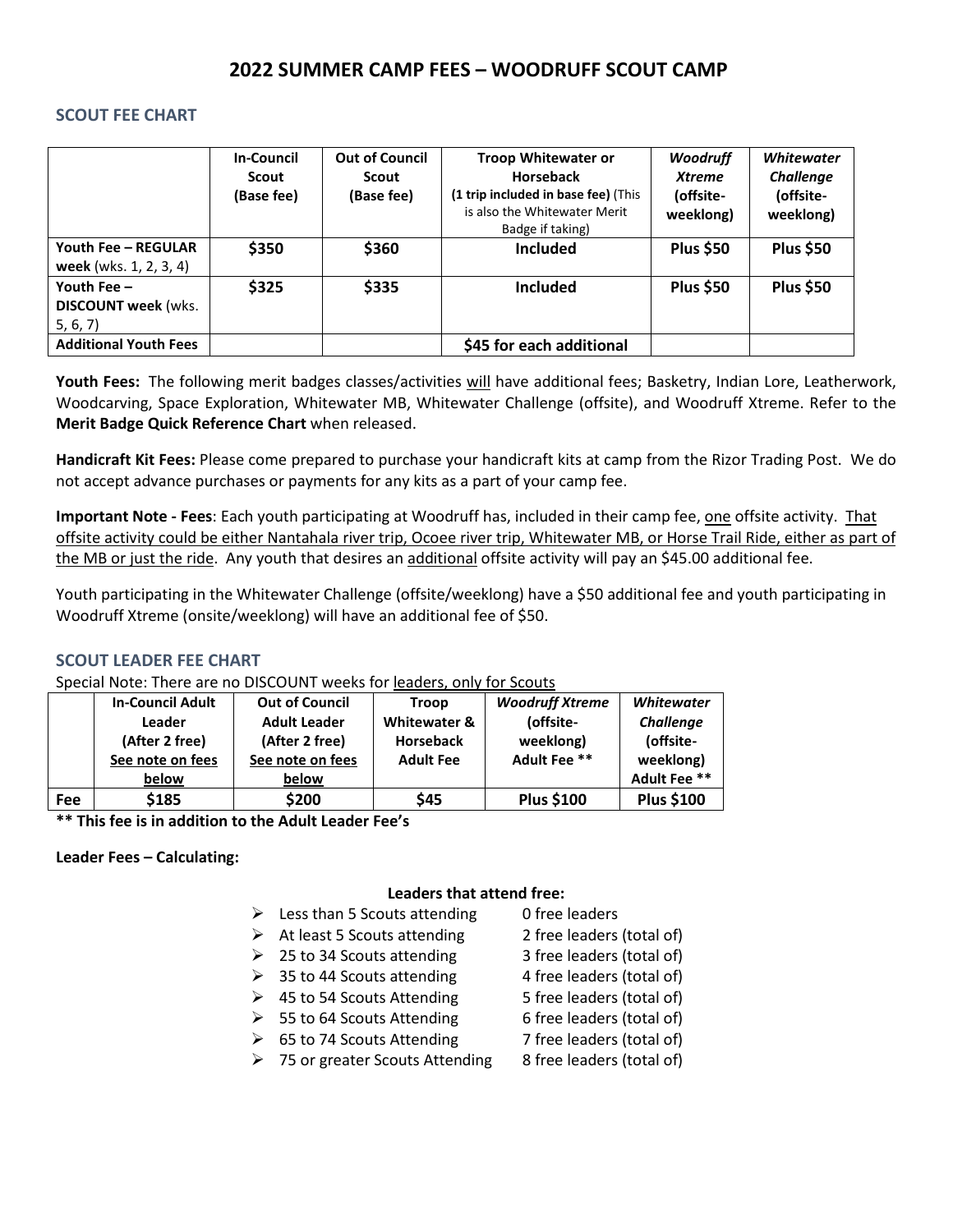# 2022 SUMMER CAMP FEES – WOODRUFF SCOUT CAMP

## SCOUT FEE CHART

| | **In-Council Scout (Base fee)** | **Out of Council Scout (Base fee)** | **Troop Whitewater or Horseback (1 trip included in base fee)** (This is also the Whitewater Merit Badge if taking) | ***Woodruff Xtreme* (offsite-weeklong)** | ***Whitewater Challenge* (offsite-weeklong)** |
|---|---|---|---|---|---|
| **Youth Fee – REGULAR week** (wks. 1, 2, 3, 4) | **$350** | **$360** | **Included** | **Plus $50** | **Plus $50** |
| **Youth Fee – DISCOUNT week** (wks. 5, 6, 7) | **$325** | **$335** | **Included** | **Plus $50** | **Plus $50** |
| **Additional Youth Fees** | | | **$45 for each additional** | | |

**Youth Fees:** The following merit badges classes/activities will have additional fees; Basketry, Indian Lore, Leatherwork, Woodcarving, Space Exploration, Whitewater MB, Whitewater Challenge (offsite), and Woodruff Xtreme. Refer to the **Merit Badge Quick Reference Chart** when released.

**Handicraft Kit Fees:** Please come prepared to purchase your handicraft kits at camp from the Rizor Trading Post. We do not accept advance purchases or payments for any kits as a part of your camp fee.

**Important Note - Fees**: Each youth participating at Woodruff has, included in their camp fee, one offsite activity. That offsite activity could be either Nantahala river trip, Ocoee river trip, Whitewater MB, or Horse Trail Ride, either as part of the MB or just the ride. Any youth that desires an additional offsite activity will pay an $45.00 additional fee.

Youth participating in the Whitewater Challenge (offsite/weeklong) have a $50 additional fee and youth participating in Woodruff Xtreme (onsite/weeklong) will have an additional fee of $50.

## SCOUT LEADER FEE CHART

Special Note: There are no DISCOUNT weeks for leaders, only for Scouts

| | **In-Council Adult Leader (After 2 free) See note on fees below** | **Out of Council Adult Leader (After 2 free) See note on fees below** | **Troop Whitewater & Horseback Adult Fee** | ***Woodruff Xtreme* (offsite-weeklong) Adult Fee \*\*** | ***Whitewater Challenge* (offsite-weeklong) Adult Fee \*\*** |
|---|---|---|---|---|---|
| **Fee** | **$185** | **$200** | **$45** | **Plus $100** | **Plus $100** |

**\*\* This fee is in addition to the Adult Leader Fee's**

**Leader Fees – Calculating:**

**Leaders that attend free:**

- Less than 5 Scouts attending — 0 free leaders
- At least 5 Scouts attending — 2 free leaders (total of)
- 25 to 34 Scouts attending — 3 free leaders (total of)
- 35 to 44 Scouts attending — 4 free leaders (total of)
- 45 to 54 Scouts Attending — 5 free leaders (total of)
- 55 to 64 Scouts Attending — 6 free leaders (total of)
- 65 to 74 Scouts Attending — 7 free leaders (total of)
- 75 or greater Scouts Attending — 8 free leaders (total of)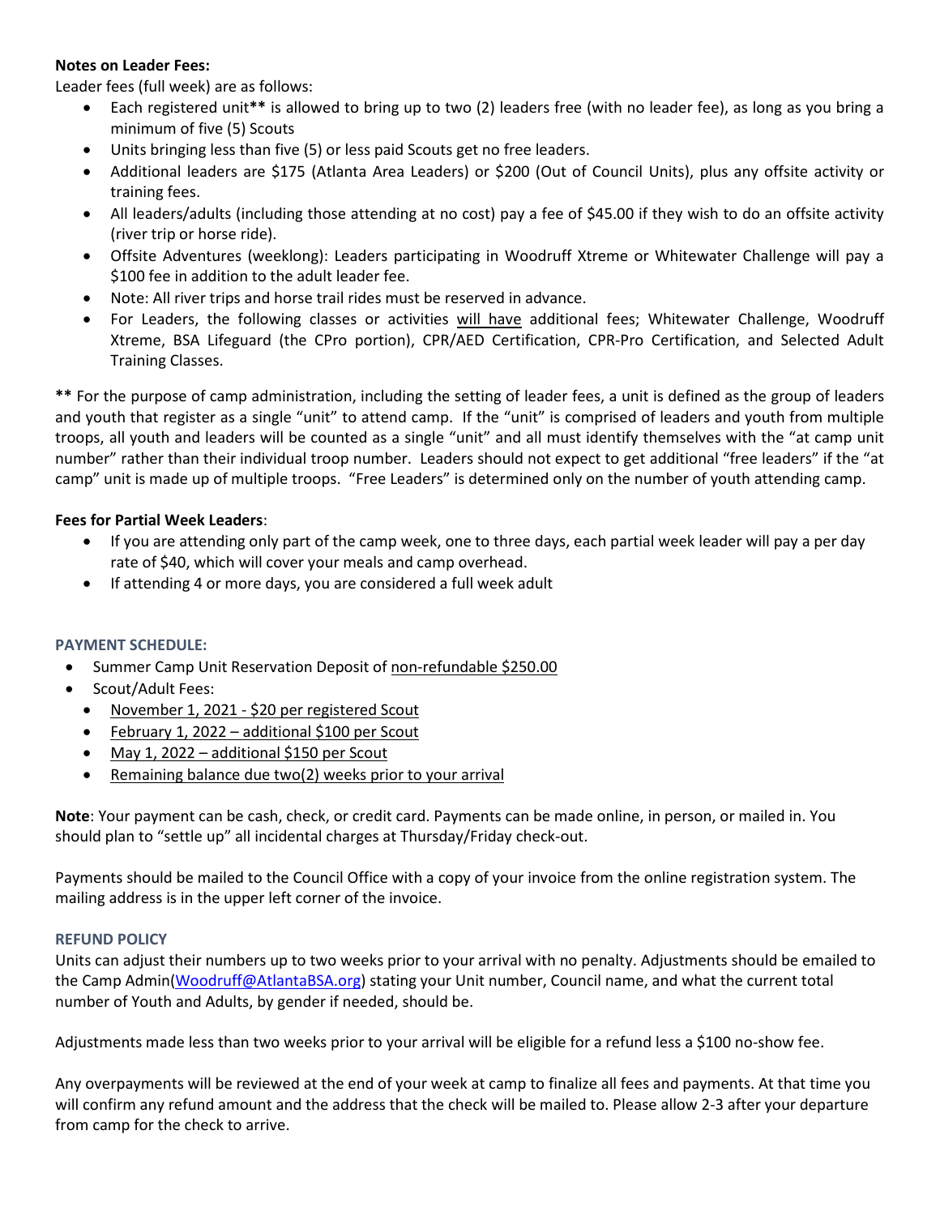**Notes on Leader Fees:**
Leader fees (full week) are as follows:

- Each registered unit** is allowed to bring up to two (2) leaders free (with no leader fee), as long as you bring a minimum of five (5) Scouts
- Units bringing less than five (5) or less paid Scouts get no free leaders.
- Additional leaders are $175 (Atlanta Area Leaders) or $200 (Out of Council Units), plus any offsite activity or training fees.
- All leaders/adults (including those attending at no cost) pay a fee of $45.00 if they wish to do an offsite activity (river trip or horse ride).
- Offsite Adventures (weeklong): Leaders participating in Woodruff Xtreme or Whitewater Challenge will pay a $100 fee in addition to the adult leader fee.
- Note: All river trips and horse trail rides must be reserved in advance.
- For Leaders, the following classes or activities will have additional fees; Whitewater Challenge, Woodruff Xtreme, BSA Lifeguard (the CPro portion), CPR/AED Certification, CPR-Pro Certification, and Selected Adult Training Classes.

** For the purpose of camp administration, including the setting of leader fees, a unit is defined as the group of leaders and youth that register as a single "unit" to attend camp. If the "unit" is comprised of leaders and youth from multiple troops, all youth and leaders will be counted as a single "unit" and all must identify themselves with the "at camp unit number" rather than their individual troop number. Leaders should not expect to get additional "free leaders" if the "at camp" unit is made up of multiple troops. "Free Leaders" is determined only on the number of youth attending camp.

**Fees for Partial Week Leaders**:

- If you are attending only part of the camp week, one to three days, each partial week leader will pay a per day rate of $40, which will cover your meals and camp overhead.
- If attending 4 or more days, you are considered a full week adult

### PAYMENT SCHEDULE:

- Summer Camp Unit Reservation Deposit of non-refundable $250.00
- Scout/Adult Fees:
  - November 1, 2021 - $20 per registered Scout
  - February 1, 2022 – additional $100 per Scout
  - May 1, 2022 – additional $150 per Scout
  - Remaining balance due two(2) weeks prior to your arrival

**Note**: Your payment can be cash, check, or credit card. Payments can be made online, in person, or mailed in. You should plan to "settle up" all incidental charges at Thursday/Friday check-out.

Payments should be mailed to the Council Office with a copy of your invoice from the online registration system. The mailing address is in the upper left corner of the invoice.

### REFUND POLICY

Units can adjust their numbers up to two weeks prior to your arrival with no penalty. Adjustments should be emailed to the Camp Admin(Woodruff@AtlantaBSA.org) stating your Unit number, Council name, and what the current total number of Youth and Adults, by gender if needed, should be.

Adjustments made less than two weeks prior to your arrival will be eligible for a refund less a $100 no-show fee.

Any overpayments will be reviewed at the end of your week at camp to finalize all fees and payments. At that time you will confirm any refund amount and the address that the check will be mailed to. Please allow 2-3 after your departure from camp for the check to arrive.